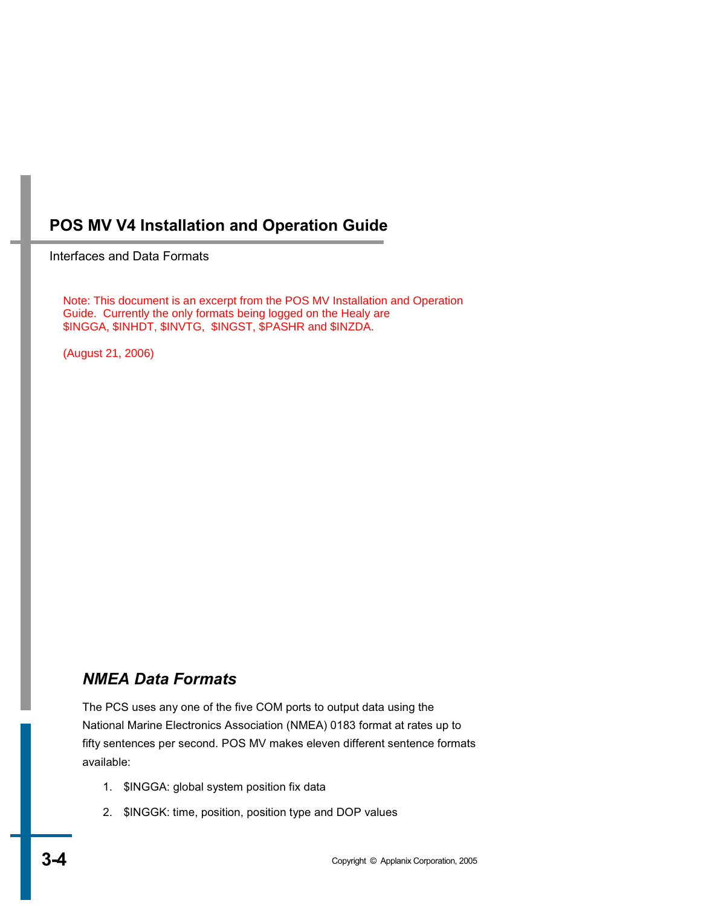# POS MV V4 Installation and Operation Guide

Interfaces and Data Formats

Note: This document is an excerpt from the POS MV Installation and Operation Guide. Currently the only formats being logged on the Healy are $INGGA, $INHDT, $INVTG, $INGST, $PASHR and $INZDA.

(August 21, 2006)

## *NMEA Data Formats*

The PCS uses any one of the five COM ports to output data using the National Marine Electronics Association (NMEA) 0183 format at rates up to fifty sentences per second. POS MV makes eleven different sentence formats available:

1. $INGGA: global system position fix data
2. $INGGK: time, position, position type and DOP values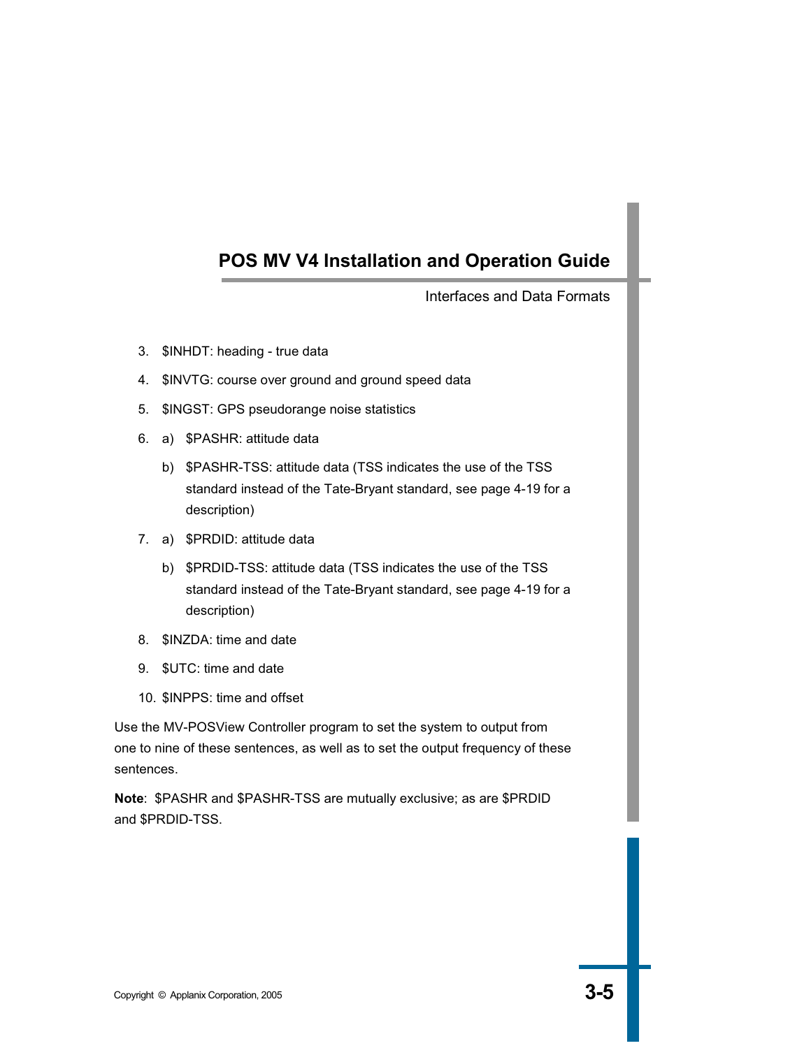3. $INHDT: heading - true data

4. $INVTG: course over ground and ground speed data

5. $INGST: GPS pseudorange noise statistics

6. a) $PASHR: attitude data

   b) $PASHR-TSS: attitude data (TSS indicates the use of the TSS standard instead of the Tate-Bryant standard, see page 4-19 for a description)

7. a) $PRDID: attitude data

   b) $PRDID-TSS: attitude data (TSS indicates the use of the TSS standard instead of the Tate-Bryant standard, see page 4-19 for a description)

8. $INZDA: time and date

9. $UTC: time and date

10. $INPPS: time and offset

Use the MV-POSView Controller program to set the system to output from one to nine of these sentences, as well as to set the output frequency of these sentences.

**Note**: $PASHR and $PASHR-TSS are mutually exclusive; as are $PRDID and $PRDID-TSS.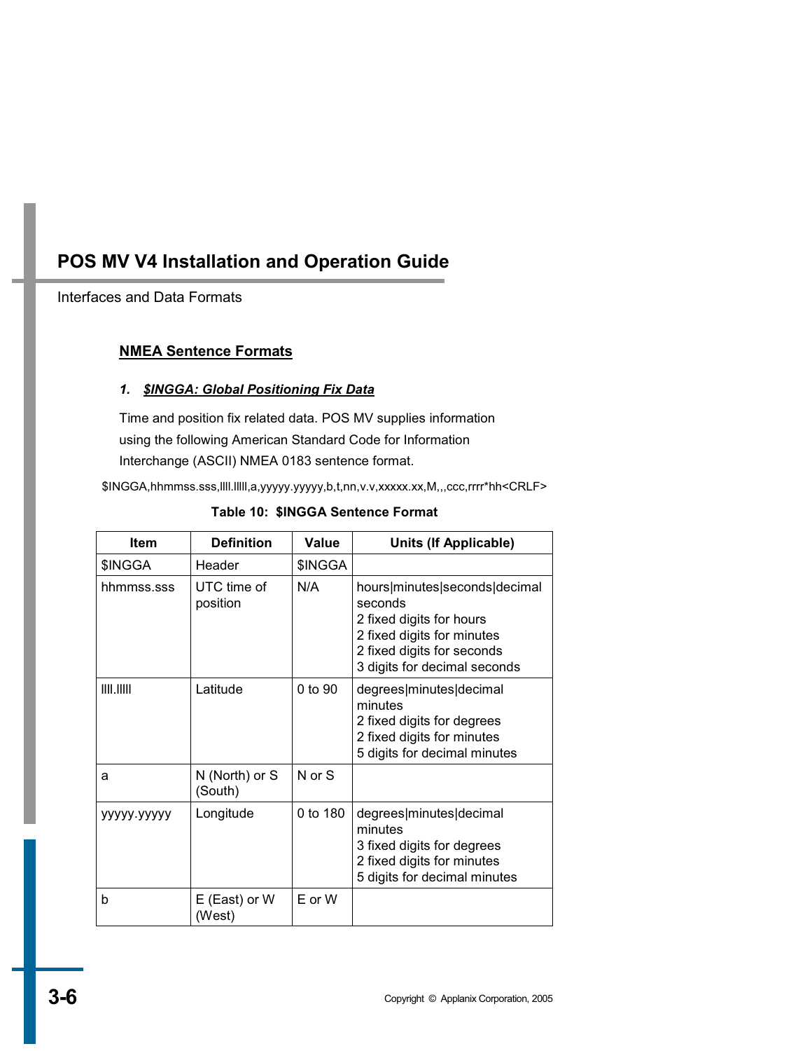## NMEA Sentence Formats

### *1. $INGGA: Global Positioning Fix Data*

Time and position fix related data. POS MV supplies information using the following American Standard Code for Information Interchange (ASCII) NMEA 0183 sentence format.

```
$INGGA,hhmmss.sss,llll.lllll,a,yyyyy.yyyyy,b,t,nn,v.v,xxxxx.xx,M,,,ccc,rrrr*hh<CRLF>
```

**Table 10: $INGGA Sentence Format**

| Item | Definition | Value | Units (If Applicable) |
|---|---|---|---|
| $INGGA | Header | $INGGA | |
| hhmmss.sss | UTC time of position | N/A | hours\|minutes\|seconds\|decimal seconds<br>2 fixed digits for hours<br>2 fixed digits for minutes<br>2 fixed digits for seconds<br>3 digits for decimal seconds |
| llll.lllll | Latitude | 0 to 90 | degrees\|minutes\|decimal minutes<br>2 fixed digits for degrees<br>2 fixed digits for minutes<br>5 digits for decimal minutes |
| a | N (North) or S (South) | N or S | |
| yyyyy.yyyyy | Longitude | 0 to 180 | degrees\|minutes\|decimal minutes<br>3 fixed digits for degrees<br>2 fixed digits for minutes<br>5 digits for decimal minutes |
| b | E (East) or W (West) | E or W | |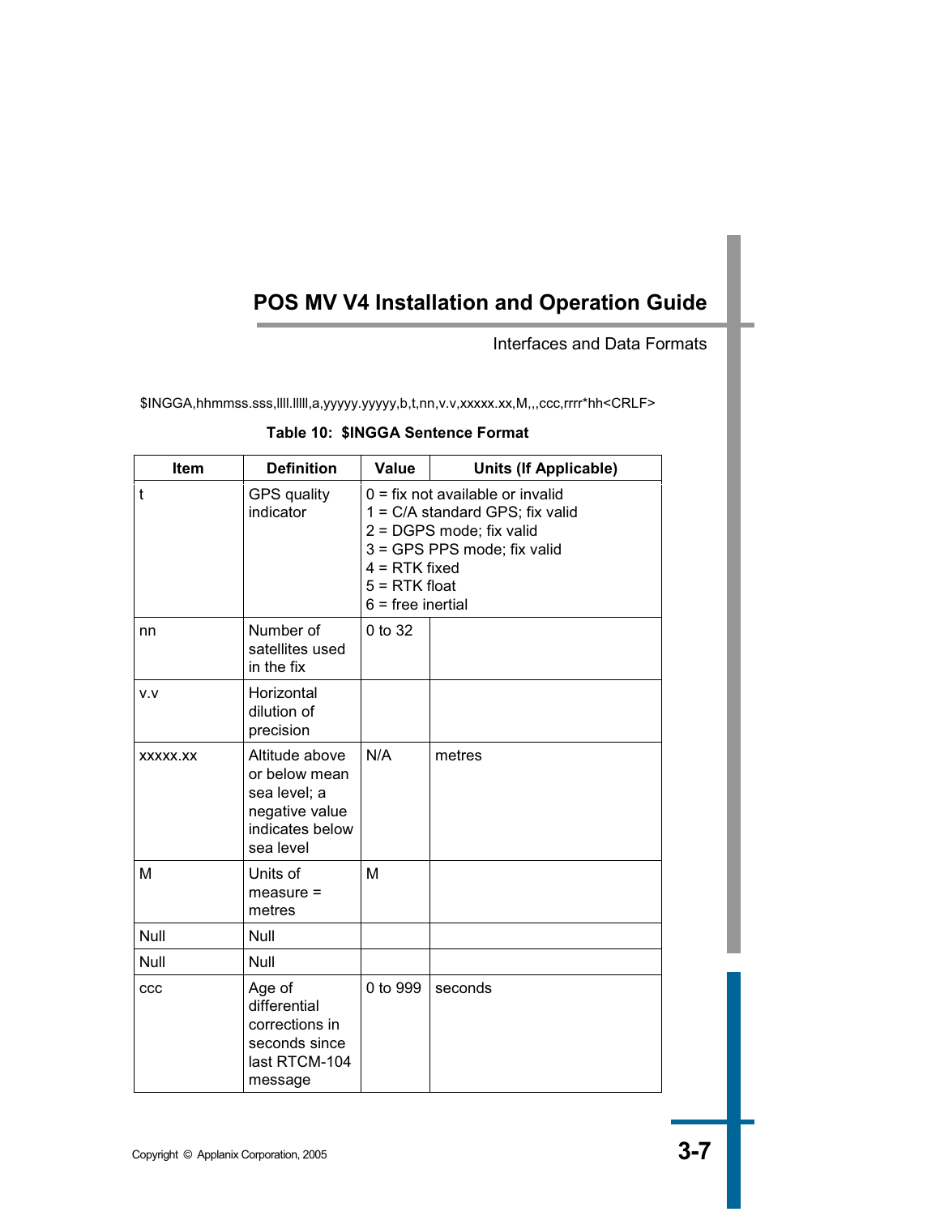$INGGA,hhmmss.sss,llll.lllll,a,yyyyy.yyyyy,b,t,nn,v.v,xxxxx.xx,M,,,ccc,rrrr*hh<CRLF>

**Table 10: $INGGA Sentence Format**

| Item | Definition | Value | Units (If Applicable) |
|---|---|---|---|
| t | GPS quality indicator | 0 = fix not available or invalid<br>1 = C/A standard GPS; fix valid<br>2 = DGPS mode; fix valid<br>3 = GPS PPS mode; fix valid<br>4 = RTK fixed<br>5 = RTK float<br>6 = free inertial | |
| nn | Number of satellites used in the fix | 0 to 32 | |
| v.v | Horizontal dilution of precision | | |
| xxxxx.xx | Altitude above or below mean sea level; a negative value indicates below sea level | N/A | metres |
| M | Units of measure = metres | M | |
| Null | Null | | |
| Null | Null | | |
| ccc | Age of differential corrections in seconds since last RTCM-104 message | 0 to 999 | seconds |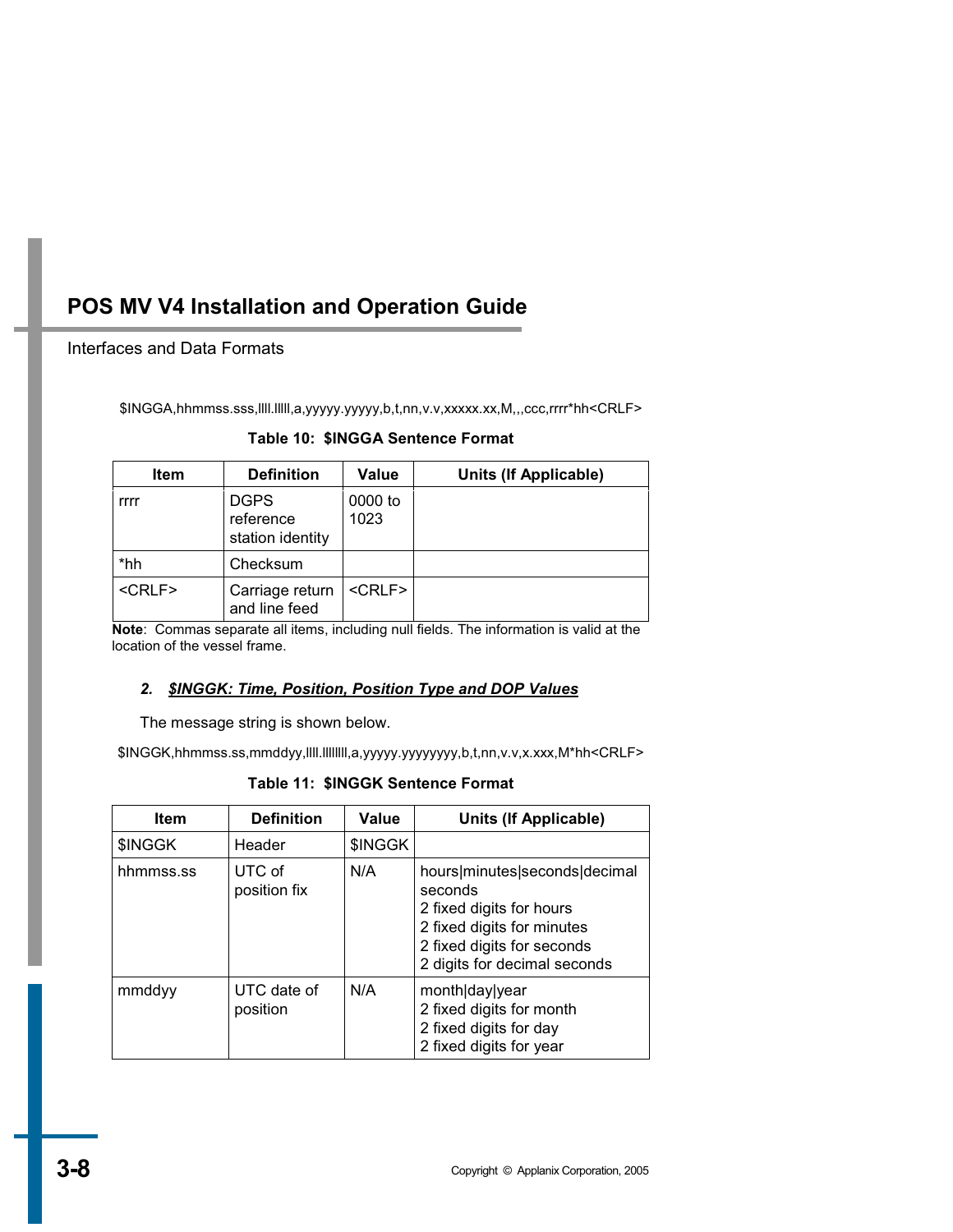$INGGA,hhmmss.sss,llll.lllll,a,yyyyy.yyyyy,b,t,nn,v.v,xxxxx.xx,M,,,ccc,rrrr*hh<CRLF>

**Table 10: $INGGA Sentence Format**

| Item | Definition | Value | Units (If Applicable) |
|---|---|---|---|
| rrrr | DGPS reference station identity | 0000 to 1023 | |
| *hh | Checksum | | |
| <CRLF> | Carriage return and line feed | <CRLF> | |

**Note**: Commas separate all items, including null fields. The information is valid at the location of the vessel frame.

### 2. *$INGGK: Time, Position, Position Type and DOP Values*

The message string is shown below.

$INGGK,hhmmss.ss,mmddyy,llll.lllllll,a,yyyyy.yyyyyyyy,b,t,nn,v.v,x.xxx,M*hh<CRLF>

**Table 11: $INGGK Sentence Format**

| Item | Definition | Value | Units (If Applicable) |
|---|---|---|---|
| $INGGK | Header | $INGGK | |
| hhmmss.ss | UTC of position fix | N/A | hours\|minutes\|seconds\|decimal seconds<br>2 fixed digits for hours<br>2 fixed digits for minutes<br>2 fixed digits for seconds<br>2 digits for decimal seconds |
| mmddyy | UTC date of position | N/A | month\|day\|year<br>2 fixed digits for month<br>2 fixed digits for day<br>2 fixed digits for year |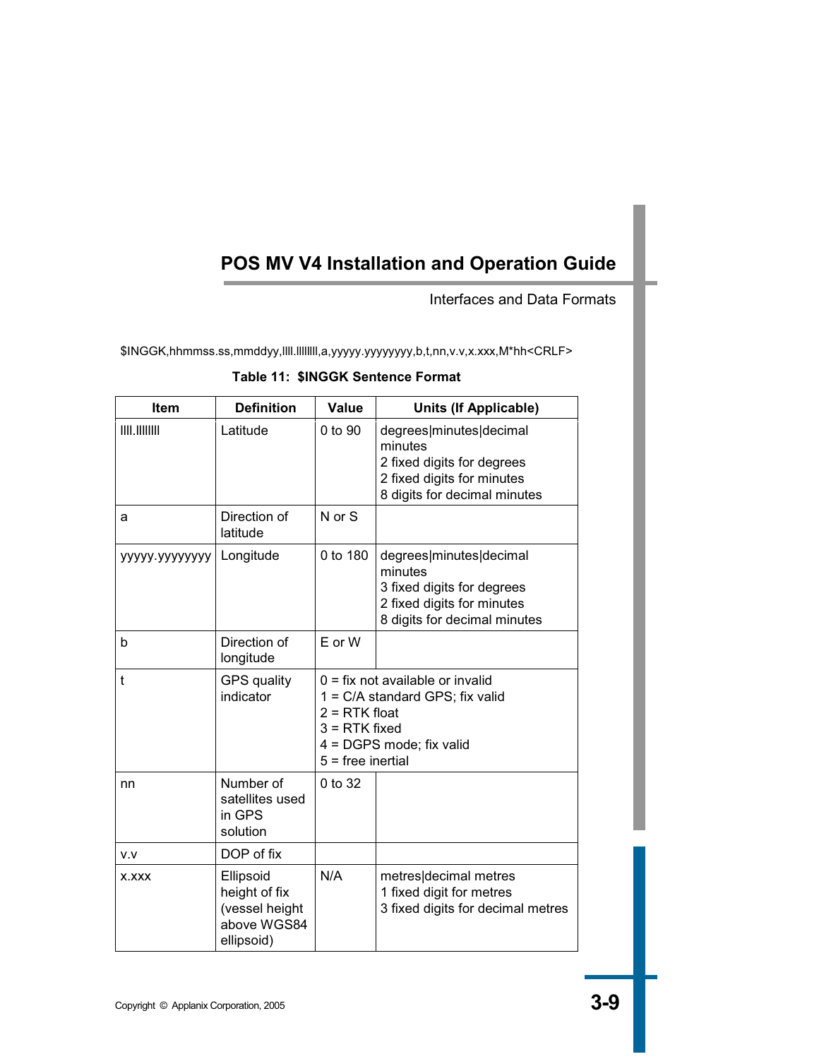$INGGK,hhmmss.ss,mmddyy,llll.llllllll,a,yyyyy.yyyyyyyy,b,t,nn,v.v,x.xxx,M*hh<CRLF>

**Table 11: $INGGK Sentence Format**

| Item | Definition | Value | Units (If Applicable) |
|---|---|---|---|
| llll.llllllll | Latitude | 0 to 90 | degrees\|minutes\|decimal minutes<br>2 fixed digits for degrees<br>2 fixed digits for minutes<br>8 digits for decimal minutes |
| a | Direction of latitude | N or S | |
| yyyyy.yyyyyyyy | Longitude | 0 to 180 | degrees\|minutes\|decimal minutes<br>3 fixed digits for degrees<br>2 fixed digits for minutes<br>8 digits for decimal minutes |
| b | Direction of longitude | E or W | |
| t | GPS quality indicator | 0 = fix not available or invalid<br>1 = C/A standard GPS; fix valid<br>2 = RTK float<br>3 = RTK fixed<br>4 = DGPS mode; fix valid<br>5 = free inertial | |
| nn | Number of satellites used in GPS solution | 0 to 32 | |
| v.v | DOP of fix | | |
| x.xxx | Ellipsoid height of fix (vessel height above WGS84 ellipsoid) | N/A | metres\|decimal metres<br>1 fixed digit for metres<br>3 fixed digits for decimal metres |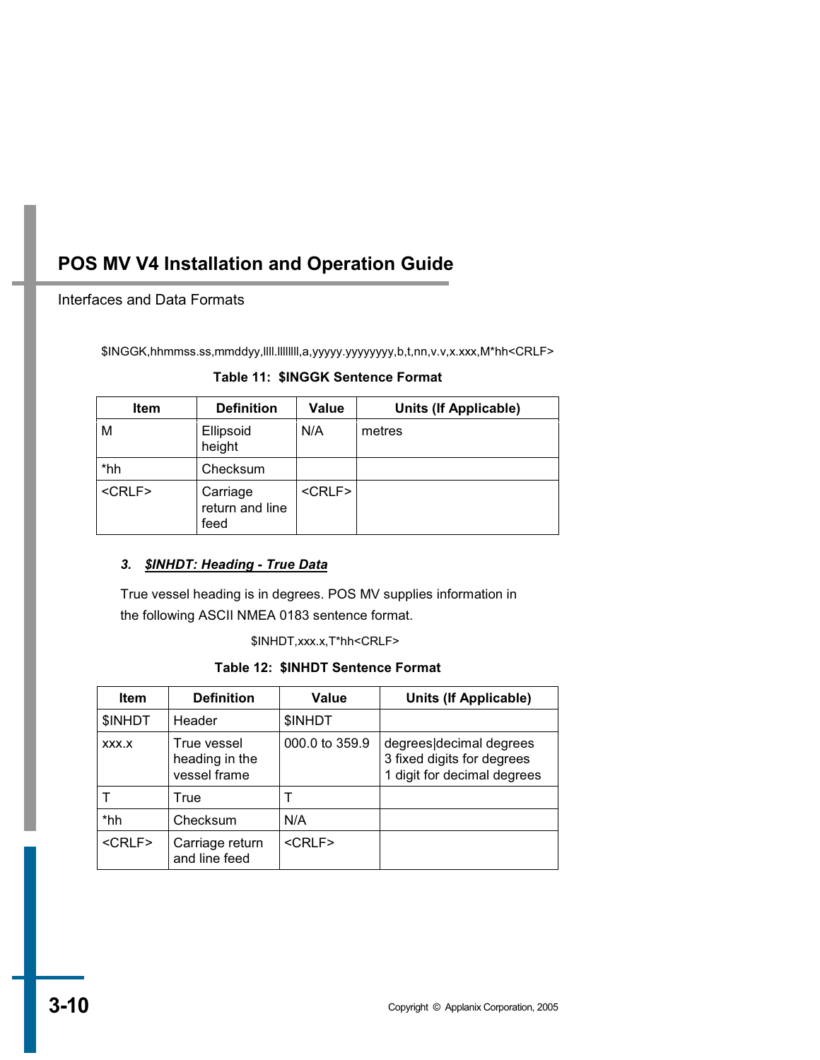$INGGK,hhmmss.ss,mmddyy,llll.lllllll,a,yyyyy.yyyyyyyy,b,t,nn,v.v,x.xxx,M*hh<CRLF>

**Table 11: $INGGK Sentence Format**

| Item | Definition | Value | Units (If Applicable) |
|---|---|---|---|
| M | Ellipsoid height | N/A | metres |
| *hh | Checksum | | |
| <CRLF> | Carriage return and line feed | <CRLF> | |

### 3. ***$INHDT: Heading - True Data***

True vessel heading is in degrees. POS MV supplies information in the following ASCII NMEA 0183 sentence format.

$INHDT,xxx.x,T*hh<CRLF>

**Table 12: $INHDT Sentence Format**

| Item | Definition | Value | Units (If Applicable) |
|---|---|---|---|
| $INHDT | Header | $INHDT | |
| xxx.x | True vessel heading in the vessel frame | 000.0 to 359.9 | degrees\|decimal degrees<br>3 fixed digits for degrees<br>1 digit for decimal degrees |
| T | True | T | |
| *hh | Checksum | N/A | |
| <CRLF> | Carriage return and line feed | <CRLF> | |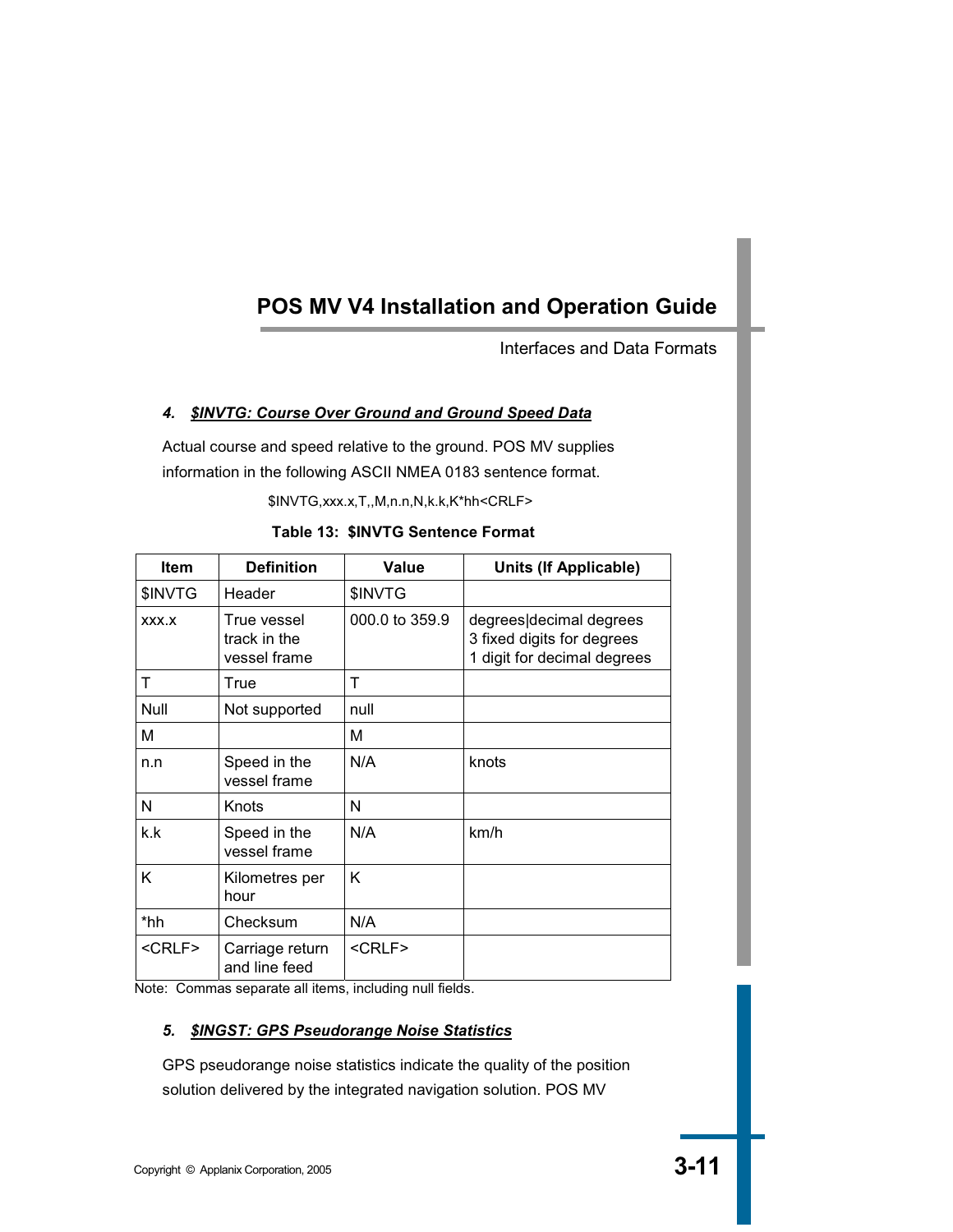#### 4. *$INVTG: Course Over Ground and Ground Speed Data*

Actual course and speed relative to the ground. POS MV supplies information in the following ASCII NMEA 0183 sentence format.

$INVTG,xxx.x,T,,M,n.n,N,k.k,K*hh<CRLF>

**Table 13: $INVTG Sentence Format**

| Item | Definition | Value | Units (If Applicable) |
|---|---|---|---|
| $INVTG | Header | $INVTG | |
| xxx.x | True vessel track in the vessel frame | 000.0 to 359.9 | degrees\|decimal degrees 3 fixed digits for degrees 1 digit for decimal degrees |
| T | True | T | |
| Null | Not supported | null | |
| M | | M | |
| n.n | Speed in the vessel frame | N/A | knots |
| N | Knots | N | |
| k.k | Speed in the vessel frame | N/A | km/h |
| K | Kilometres per hour | K | |
| *hh | Checksum | N/A | |
| <CRLF> | Carriage return and line feed | <CRLF> | |

Note: Commas separate all items, including null fields.

#### 5. *$INGST: GPS Pseudorange Noise Statistics*

GPS pseudorange noise statistics indicate the quality of the position solution delivered by the integrated navigation solution. POS MV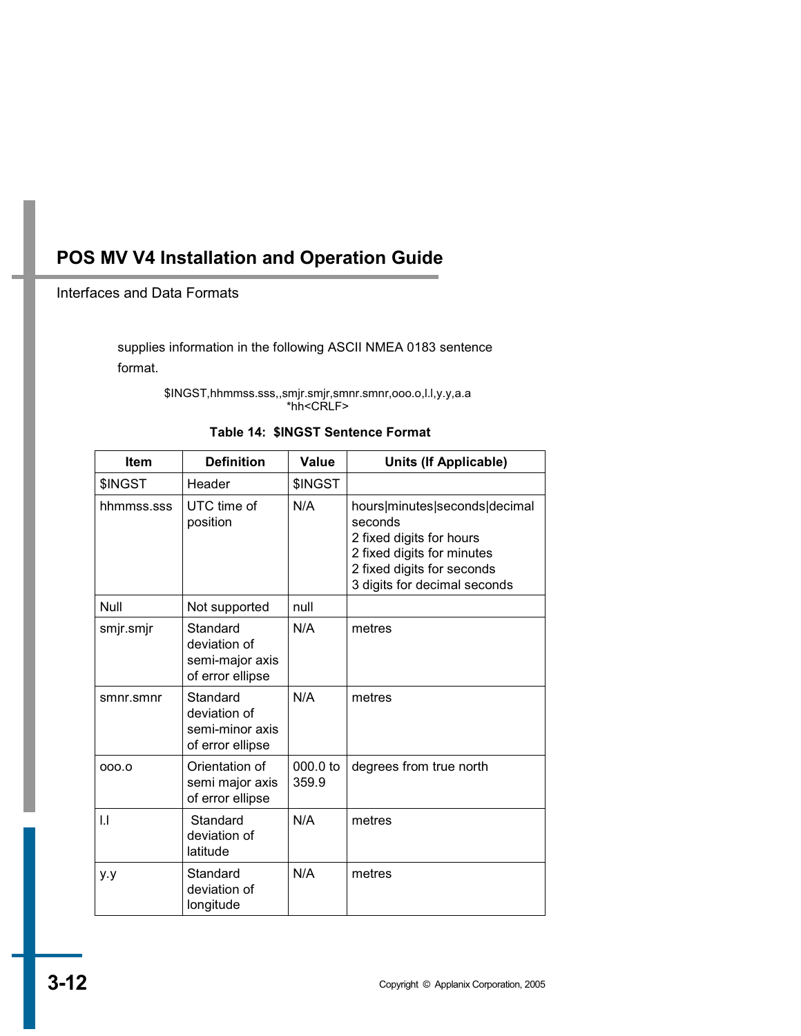supplies information in the following ASCII NMEA 0183 sentence format.

```
$INGST,hhmmss.sss,,smjr.smjr,smnr.smnr,ooo.o,l.l,y.y,a.a
*hh<CRLF>
```

**Table 14: $INGST Sentence Format**

| Item | Definition | Value | Units (If Applicable) |
|---|---|---|---|
| $INGST | Header | $INGST | |
| hhmmss.sss | UTC time of position | N/A | hours\|minutes\|seconds\|decimal seconds<br>2 fixed digits for hours<br>2 fixed digits for minutes<br>2 fixed digits for seconds<br>3 digits for decimal seconds |
| Null | Not supported | null | |
| smjr.smjr | Standard deviation of semi-major axis of error ellipse | N/A | metres |
| smnr.smnr | Standard deviation of semi-minor axis of error ellipse | N/A | metres |
| ooo.o | Orientation of semi major axis of error ellipse | 000.0 to 359.9 | degrees from true north |
| l.l | Standard deviation of latitude | N/A | metres |
| y.y | Standard deviation of longitude | N/A | metres |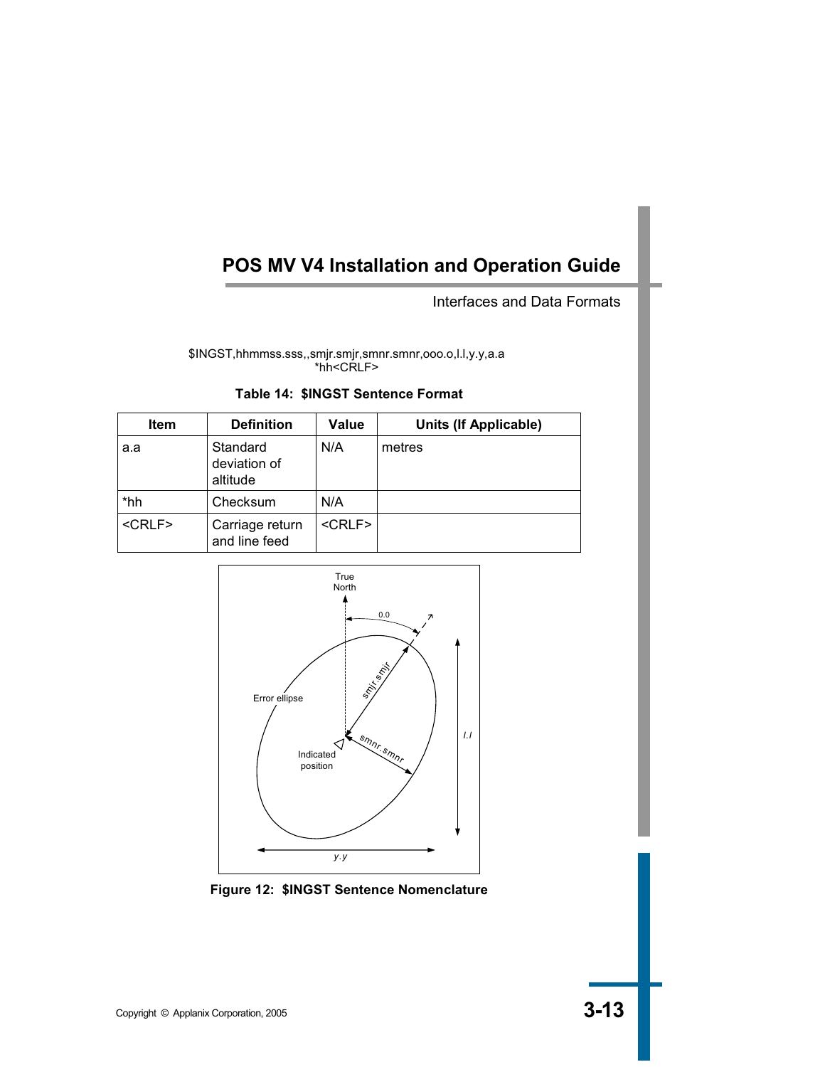$INGST,hhmmss.sss,,smjr.smjr,smnr.smnr,ooo.o,l.l,y.y,a.a
*hh<CRLF>

**Table 14: $INGST Sentence Format**

| Item | Definition | Value | Units (If Applicable) |
|---|---|---|---|
| a.a | Standard deviation of altitude | N/A | metres |
| *hh | Checksum | N/A | |
| <CRLF> | Carriage return and line feed | <CRLF> | |

True North

0.0

smjr.smjr

Error ellipse

smnr.smnr

Indicated position

l.l

y.y

**Figure 12: $INGST Sentence Nomenclature**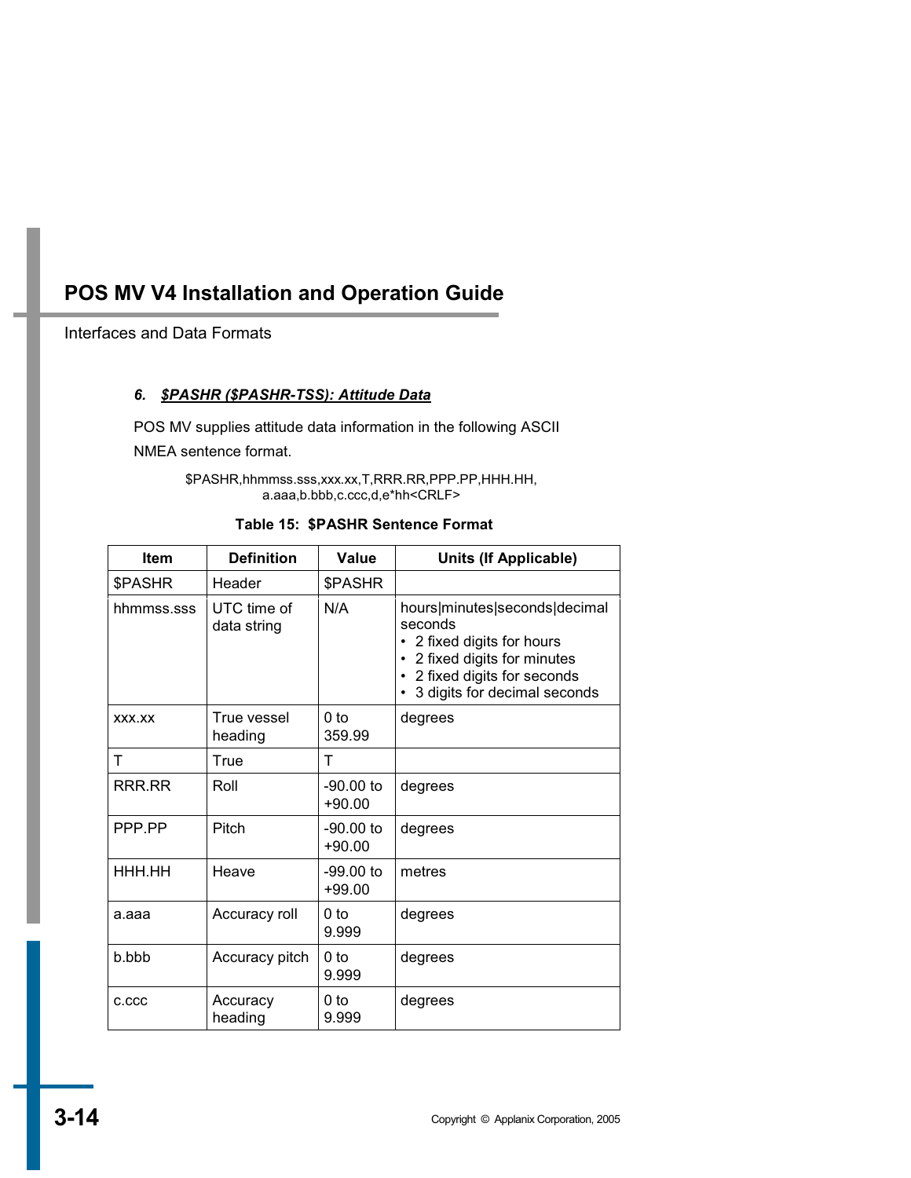#### *6. $PASHR ($PASHR-TSS): Attitude Data*

POS MV supplies attitude data information in the following ASCII NMEA sentence format.

```
$PASHR,hhmmss.sss,xxx.xx,T,RRR.RR,PPP.PP,HHH.HH,
        a.aaa,b.bbb,c.ccc,d,e*hh<CRLF>
```

**Table 15: $PASHR Sentence Format**

| Item | Definition | Value | Units (If Applicable) |
|---|---|---|---|
| $PASHR | Header | $PASHR | |
| hhmmss.sss | UTC time of data string | N/A | hours\|minutes\|seconds\|decimal seconds<br>• 2 fixed digits for hours<br>• 2 fixed digits for minutes<br>• 2 fixed digits for seconds<br>• 3 digits for decimal seconds |
| xxx.xx | True vessel heading | 0 to 359.99 | degrees |
| T | True | T | |
| RRR.RR | Roll | -90.00 to +90.00 | degrees |
| PPP.PP | Pitch | -90.00 to +90.00 | degrees |
| HHH.HH | Heave | -99.00 to +99.00 | metres |
| a.aaa | Accuracy roll | 0 to 9.999 | degrees |
| b.bbb | Accuracy pitch | 0 to 9.999 | degrees |
| c.ccc | Accuracy heading | 0 to 9.999 | degrees |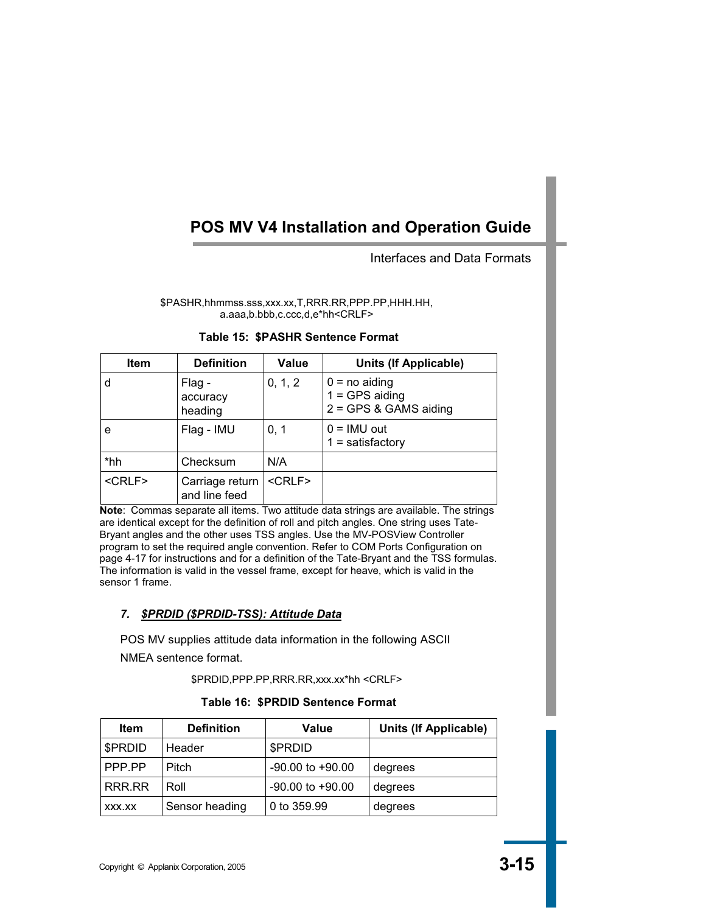$PASHR,hhmmss.sss,xxx.xx,T,RRR.RR,PPP.PP,HHH.HH,
a.aaa,b.bbb,c.ccc,d,e*hh<CRLF>

**Table 15: $PASHR Sentence Format**

| Item | Definition | Value | Units (If Applicable) |
|---|---|---|---|
| d | Flag - accuracy heading | 0, 1, 2 | 0 = no aiding<br>1 = GPS aiding<br>2 = GPS & GAMS aiding |
| e | Flag - IMU | 0, 1 | 0 = IMU out<br>1 = satisfactory |
| *hh | Checksum | N/A | |
| <CRLF> | Carriage return and line feed | <CRLF> | |

**Note**: Commas separate all items. Two attitude data strings are available. The strings are identical except for the definition of roll and pitch angles. One string uses Tate-Bryant angles and the other uses TSS angles. Use the MV-POSView Controller program to set the required angle convention. Refer to COM Ports Configuration on page 4-17 for instructions and for a definition of the Tate-Bryant and the TSS formulas. The information is valid in the vessel frame, except for heave, which is valid in the sensor 1 frame.

### 7. *$PRDID ($PRDID-TSS): Attitude Data*

POS MV supplies attitude data information in the following ASCII NMEA sentence format.

$PRDID,PPP.PP,RRR.RR,xxx.xx*hh <CRLF>

**Table 16: $PRDID Sentence Format**

| Item | Definition | Value | Units (If Applicable) |
|---|---|---|---|
| $PRDID | Header | $PRDID | |
| PPP.PP | Pitch | -90.00 to +90.00 | degrees |
| RRR.RR | Roll | -90.00 to +90.00 | degrees |
| xxx.xx | Sensor heading | 0 to 359.99 | degrees |

Copyright © Applanix Corporation, 2005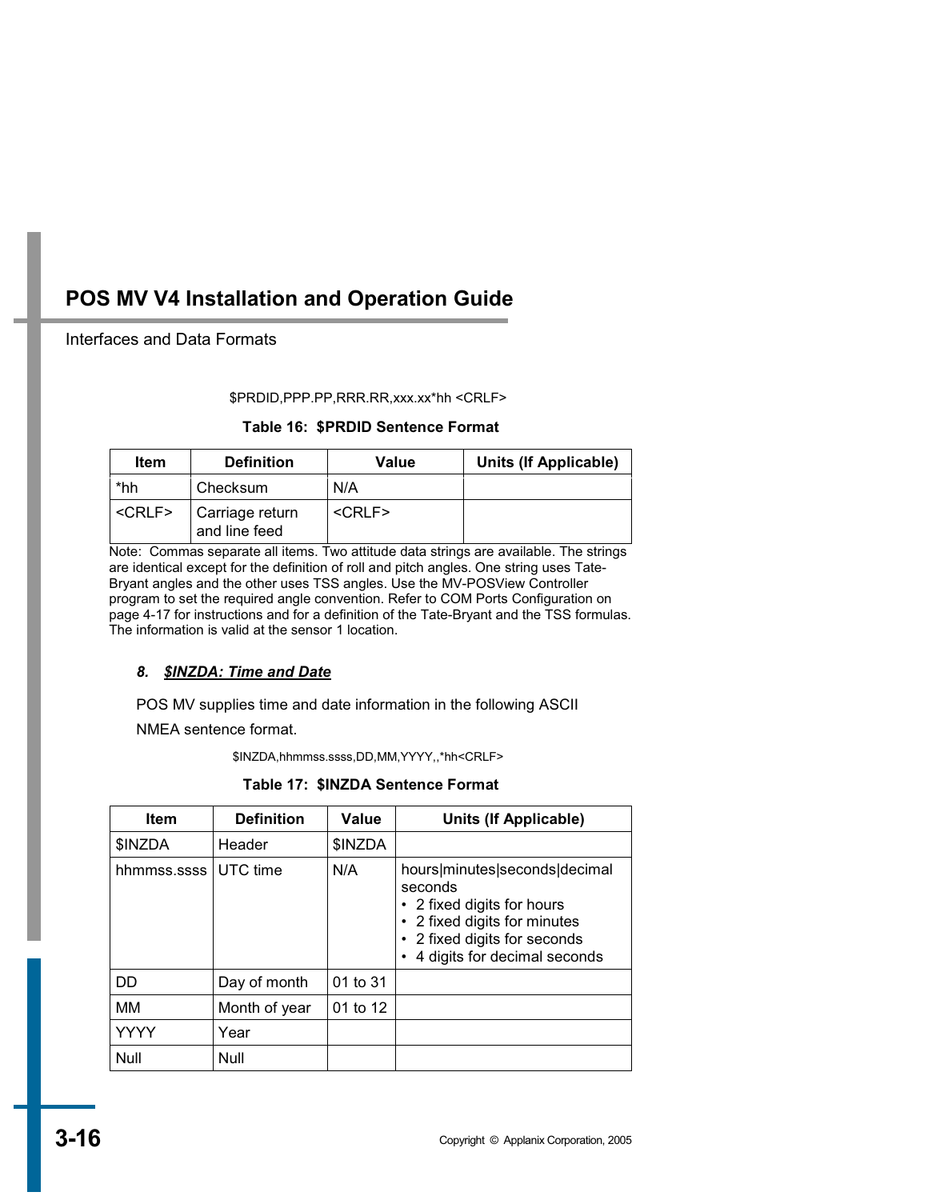$PRDID,PPP.PP,RRR.RR,xxx.xx*hh <CRLF>

**Table 16: $PRDID Sentence Format**

| Item | Definition | Value | Units (If Applicable) |
|---|---|---|---|
| *hh | Checksum | N/A | |
| <CRLF> | Carriage return and line feed | <CRLF> | |

Note: Commas separate all items. Two attitude data strings are available. The strings are identical except for the definition of roll and pitch angles. One string uses Tate-Bryant angles and the other uses TSS angles. Use the MV-POSView Controller program to set the required angle convention. Refer to COM Ports Configuration on page 4-17 for instructions and for a definition of the Tate-Bryant and the TSS formulas. The information is valid at the sensor 1 location.

### 8. *$INZDA: Time and Date*

POS MV supplies time and date information in the following ASCII NMEA sentence format.

$INZDA,hhmmss.ssss,DD,MM,YYYY,,*hh<CRLF>

**Table 17: $INZDA Sentence Format**

| Item | Definition | Value | Units (If Applicable) |
|---|---|---|---|
| $INZDA | Header | $INZDA | |
| hhmmss.ssss | UTC time | N/A | hours\|minutes\|seconds\|decimal seconds<br>• 2 fixed digits for hours<br>• 2 fixed digits for minutes<br>• 2 fixed digits for seconds<br>• 4 digits for decimal seconds |
| DD | Day of month | 01 to 31 | |
| MM | Month of year | 01 to 12 | |
| YYYY | Year | | |
| Null | Null | | |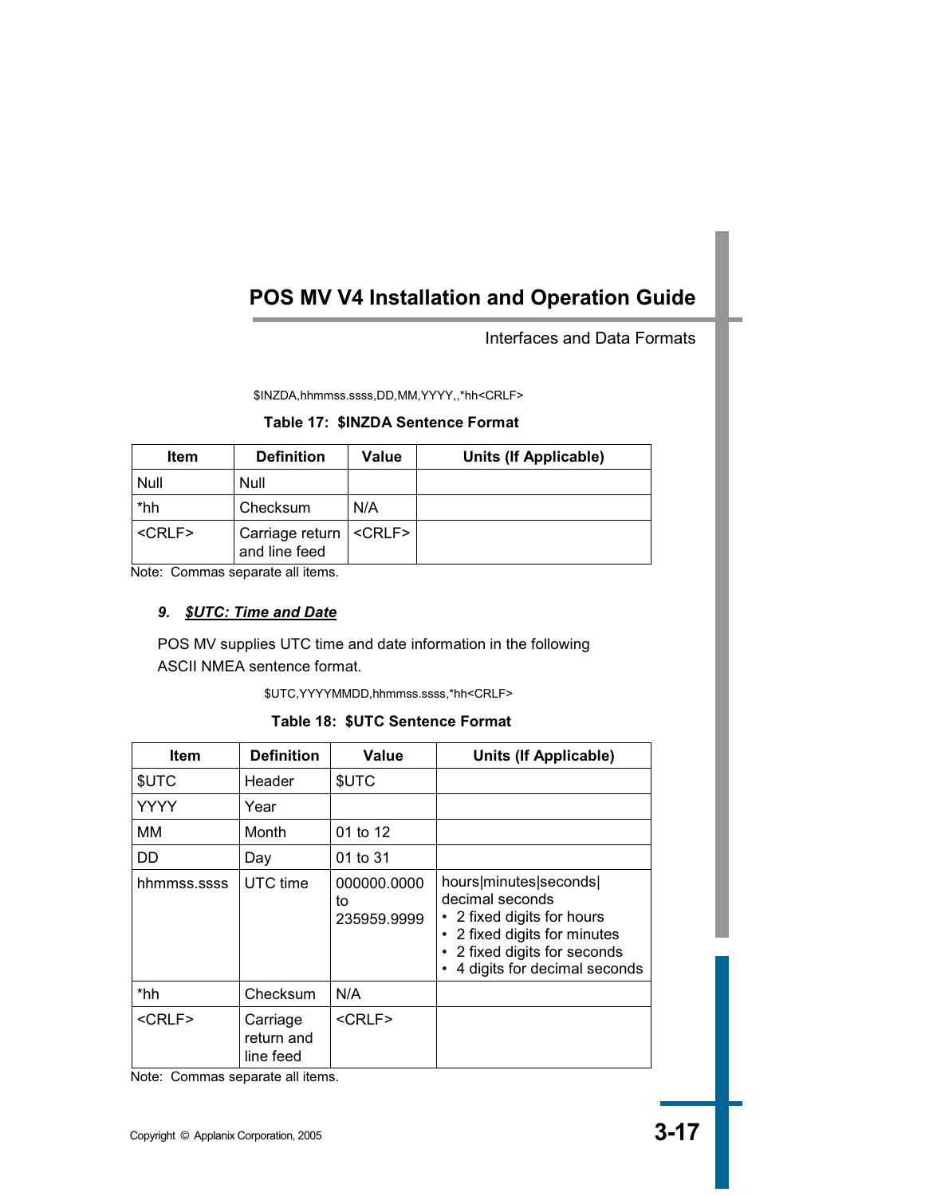$INZDA,hhmmss.ssss,DD,MM,YYYY,,*hh<CRLF>

**Table 17: $INZDA Sentence Format**

| Item | Definition | Value | Units (If Applicable) |
|---|---|---|---|
| Null | Null | | |
| *hh | Checksum | N/A | |
| <CRLF> | Carriage return and line feed | <CRLF> | |

Note: Commas separate all items.

### 9. *$UTC: Time and Date*

POS MV supplies UTC time and date information in the following ASCII NMEA sentence format.

$UTC,YYYYMMDD,hhmmss.ssss,*hh<CRLF>

**Table 18: $UTC Sentence Format**

| Item | Definition | Value | Units (If Applicable) |
|---|---|---|---|
| $UTC | Header | $UTC | |
| YYYY | Year | | |
| MM | Month | 01 to 12 | |
| DD | Day | 01 to 31 | |
| hhmmss.ssss | UTC time | 000000.0000 to 235959.9999 | hours\|minutes\|seconds\| decimal seconds<br>• 2 fixed digits for hours<br>• 2 fixed digits for minutes<br>• 2 fixed digits for seconds<br>• 4 digits for decimal seconds |
| *hh | Checksum | N/A | |
| <CRLF> | Carriage return and line feed | <CRLF> | |

Note: Commas separate all items.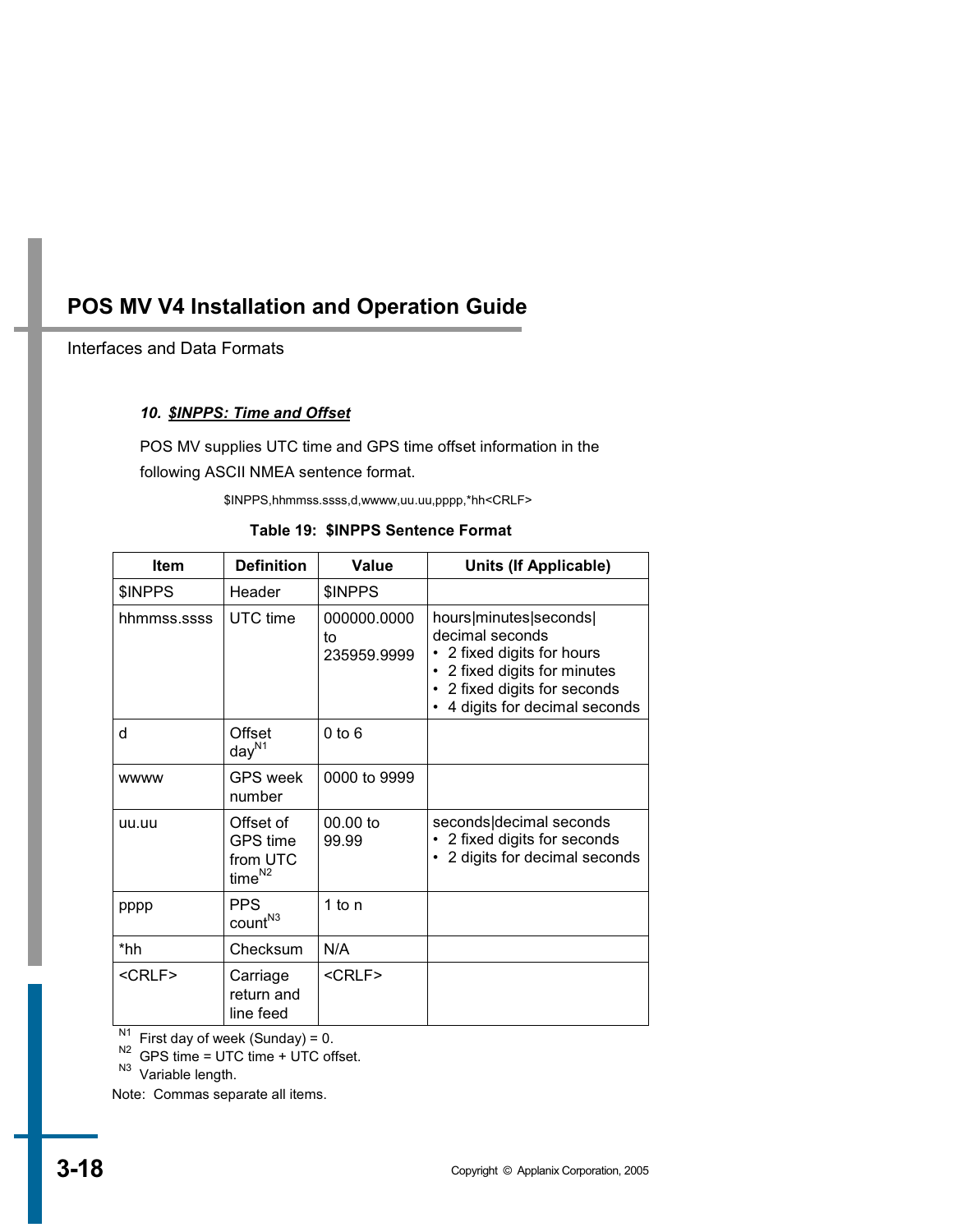##### *10. $INPPS: Time and Offset*

POS MV supplies UTC time and GPS time offset information in the following ASCII NMEA sentence format.

$INPPS,hhmmss.ssss,d,wwww,uu.uu,pppp,*hh<CRLF>

**Table 19: $INPPS Sentence Format**

| Item | Definition | Value | Units (If Applicable) |
|---|---|---|---|
| $INPPS | Header | $INPPS | |
| hhmmss.ssss | UTC time | 000000.0000 to 235959.9999 | hours\|minutes\|seconds\|decimal seconds<br>• 2 fixed digits for hours<br>• 2 fixed digits for minutes<br>• 2 fixed digits for seconds<br>• 4 digits for decimal seconds |
| d | Offset day[N1] | 0 to 6 | |
| wwww | GPS week number | 0000 to 9999 | |
| uu.uu | Offset of GPS time from UTC time[N2] | 00.00 to 99.99 | seconds\|decimal seconds<br>• 2 fixed digits for seconds<br>• 2 digits for decimal seconds |
| pppp | PPS count[N3] | 1 to n | |
| *hh | Checksum | N/A | |
| <CRLF> | Carriage return and line feed | <CRLF> | |

[N1] First day of week (Sunday) = 0.
[N2] GPS time = UTC time + UTC offset.
[N3] Variable length.

Note: Commas separate all items.